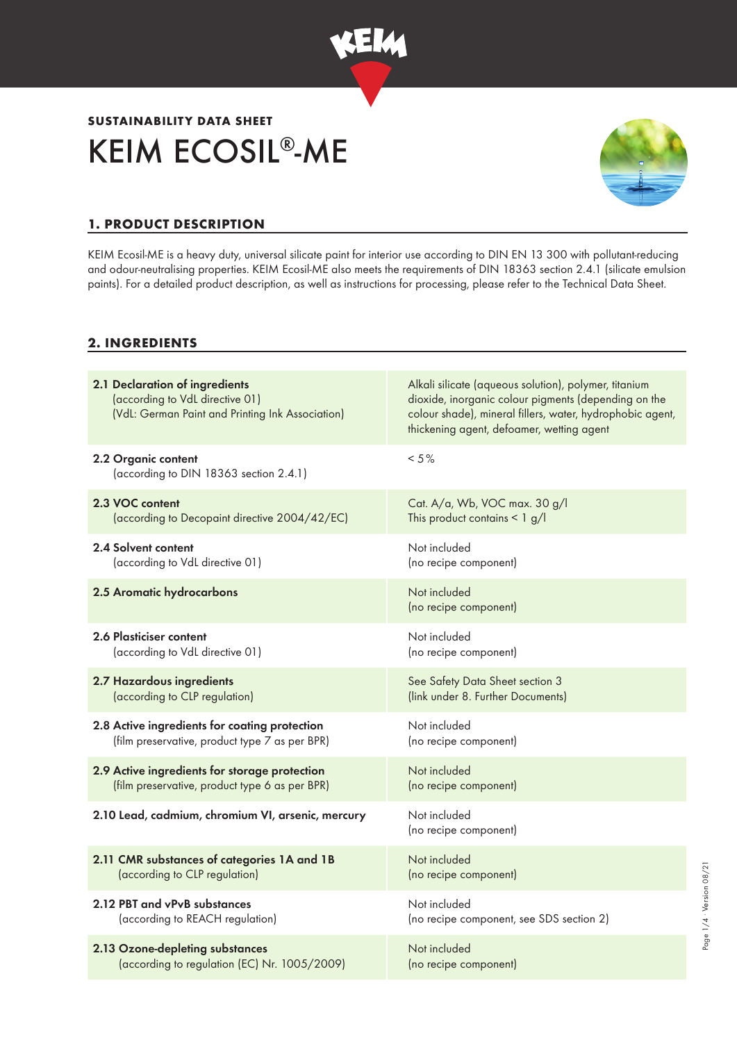**SUSTAINABILITY DATA SHEET**

# KEIM ECOSIL®-ME

## 1. PRODUCT DESCRIPTION

KEIM Ecosil-ME is a heavy duty, universal silicate paint for interior use according to DIN EN 13 300 with pollutant-reducing and odour-neutralising properties. KEIM Ecosil-ME also meets the requirements of DIN 18363 section 2.4.1 (silicate emulsion paints). For a detailed product description, as well as instructions for processing, please refer to the Technical Data Sheet.

## 2. INGREDIENTS

| | |
|---|---|
| **2.1 Declaration of ingredients** (according to VdL directive 01) (VdL: German Paint and Printing Ink Association) | Alkali silicate (aqueous solution), polymer, titanium dioxide, inorganic colour pigments (depending on the colour shade), mineral fillers, water, hydrophobic agent, thickening agent, defoamer, wetting agent |
| **2.2 Organic content** (according to DIN 18363 section 2.4.1) | < 5% |
| **2.3 VOC content** (according to Decopaint directive 2004/42/EC) | Cat. A/a, Wb, VOC max. 30 g/l This product contains < 1 g/l |
| **2.4 Solvent content** (according to VdL directive 01) | Not included (no recipe component) |
| **2.5 Aromatic hydrocarbons** | Not included (no recipe component) |
| **2.6 Plasticiser content** (according to VdL directive 01) | Not included (no recipe component) |
| **2.7 Hazardous ingredients** (according to CLP regulation) | See Safety Data Sheet section 3 (link under 8. Further Documents) |
| **2.8 Active ingredients for coating protection** (film preservative, product type 7 as per BPR) | Not included (no recipe component) |
| **2.9 Active ingredients for storage protection** (film preservative, product type 6 as per BPR) | Not included (no recipe component) |
| **2.10 Lead, cadmium, chromium VI, arsenic, mercury** | Not included (no recipe component) |
| **2.11 CMR substances of categories 1A and 1B** (according to CLP regulation) | Not included (no recipe component) |
| **2.12 PBT and vPvB substances** (according to REACH regulation) | Not included (no recipe component, see SDS section 2) |
| **2.13 Ozone-depleting substances** (according to regulation (EC) Nr. 1005/2009) | Not included (no recipe component) |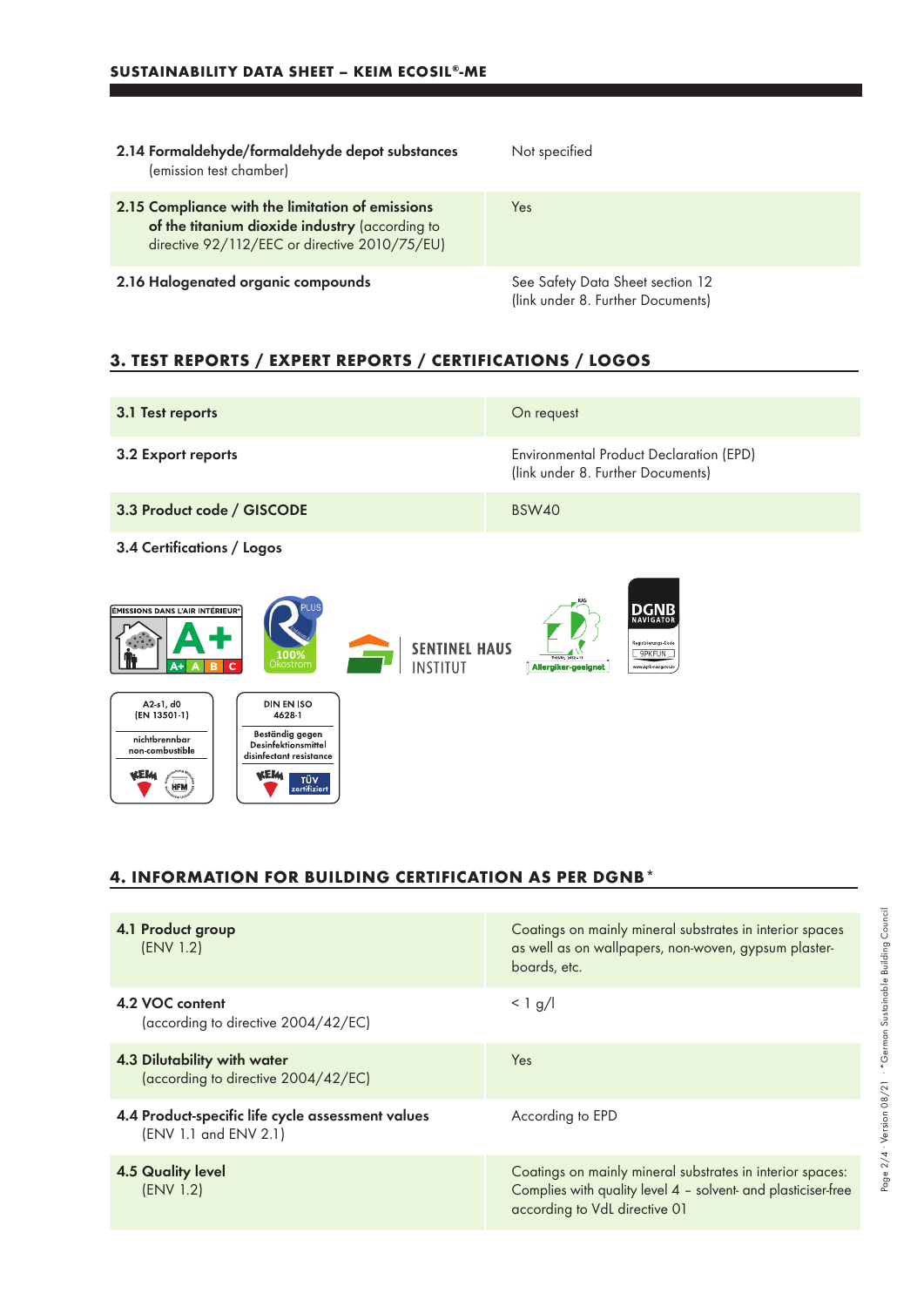| | |
|---|---|
| **2.14 Formaldehyde/formaldehyde depot substances** (emission test chamber) | Not specified |
| **2.15 Compliance with the limitation of emissions of the titanium dioxide industry** (according to directive 92/112/EEC or directive 2010/75/EU) | Yes |
| **2.16 Halogenated organic compounds** | See Safety Data Sheet section 12 (link under 8. Further Documents) |

## 3. TEST REPORTS / EXPERT REPORTS / CERTIFICATIONS / LOGOS

| | |
|---|---|
| **3.1 Test reports** | On request |
| **3.2 Export reports** | Environmental Product Declaration (EPD) (link under 8. Further Documents) |
| **3.3 Product code / GISCODE** | BSW40 |

**3.4 Certifications / Logos**

ÉMISSIONS DANS L'AIR INTÉRIEUR A+

100% Ökostrom

SENTINEL HAUS INSTITUT

Allergiker-geeignet

DGNB NAVIGATOR 9PKFUN

A2-s1, d0 (EN 13501-1) nichtbrennbar non-combustible

DIN EN ISO 4628-1 Beständig gegen Desinfektionsmittel disinfectant resistance TÜV zertifiziert

## 4. INFORMATION FOR BUILDING CERTIFICATION AS PER DGNB*

| | |
|---|---|
| **4.1 Product group** (ENV 1.2) | Coatings on mainly mineral substrates in interior spaces as well as on wallpapers, non-woven, gypsum plasterboards, etc. |
| **4.2 VOC content** (according to directive 2004/42/EC) | < 1 g/l |
| **4.3 Dilutability with water** (according to directive 2004/42/EC) | Yes |
| **4.4 Product-specific life cycle assessment values** (ENV 1.1 and ENV 2.1) | According to EPD |
| **4.5 Quality level** (ENV 1.2) | Coatings on mainly mineral substrates in interior spaces: Complies with quality level 4 – solvent- and plasticiser-free according to VdL directive 01 |

*German Sustainable Building Council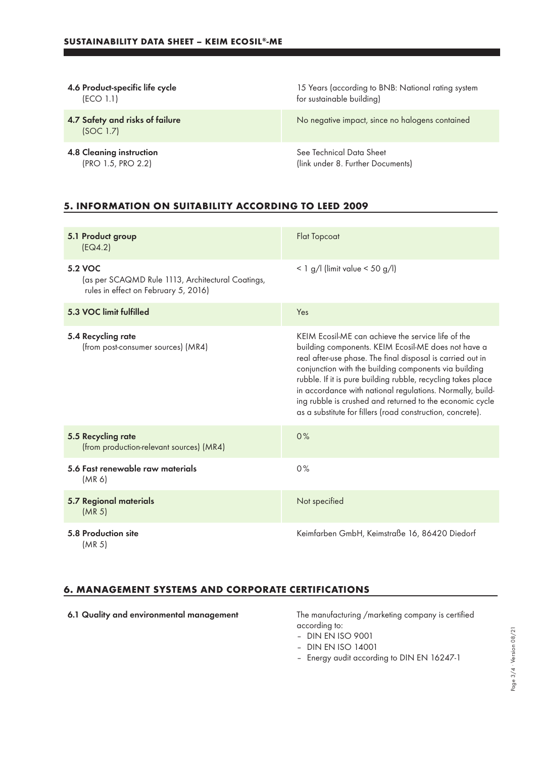| | |
|---|---|
| **4.6 Product-specific life cycle** (ECO 1.1) | 15 Years (according to BNB: National rating system for sustainable building) |
| **4.7 Safety and risks of failure** (SOC 1.7) | No negative impact, since no halogens contained |
| **4.8 Cleaning instruction** (PRO 1.5, PRO 2.2) | See Technical Data Sheet (link under 8. Further Documents) |

## 5. INFORMATION ON SUITABILITY ACCORDING TO LEED 2009

| | |
|---|---|
| **5.1 Product group** (EQ4.2) | Flat Topcoat |
| **5.2 VOC** (as per SCAQMD Rule 1113, Architectural Coatings, rules in effect on February 5, 2016) | < 1 g/l (limit value < 50 g/l) |
| **5.3 VOC limit fulfilled** | Yes |
| **5.4 Recycling rate** (from post-consumer sources) (MR4) | KEIM Ecosil-ME can achieve the service life of the building components. KEIM Ecosil-ME does not have a real after-use phase. The final disposal is carried out in conjunction with the building components via building rubble. If it is pure building rubble, recycling takes place in accordance with national regulations. Normally, building rubble is crushed and returned to the economic cycle as a substitute for fillers (road construction, concrete). |
| **5.5 Recycling rate** (from production-relevant sources) (MR4) | 0% |
| **5.6 Fast renewable raw materials** (MR 6) | 0% |
| **5.7 Regional materials** (MR 5) | Not specified |
| **5.8 Production site** (MR 5) | Keimfarben GmbH, Keimstraße 16, 86420 Diedorf |

## 6. MANAGEMENT SYSTEMS AND CORPORATE CERTIFICATIONS

| | |
|---|---|
| **6.1 Quality and environmental management** | The manufacturing /marketing company is certified according to:<br>– DIN EN ISO 9001<br>– DIN EN ISO 14001<br>– Energy audit according to DIN EN 16247-1 |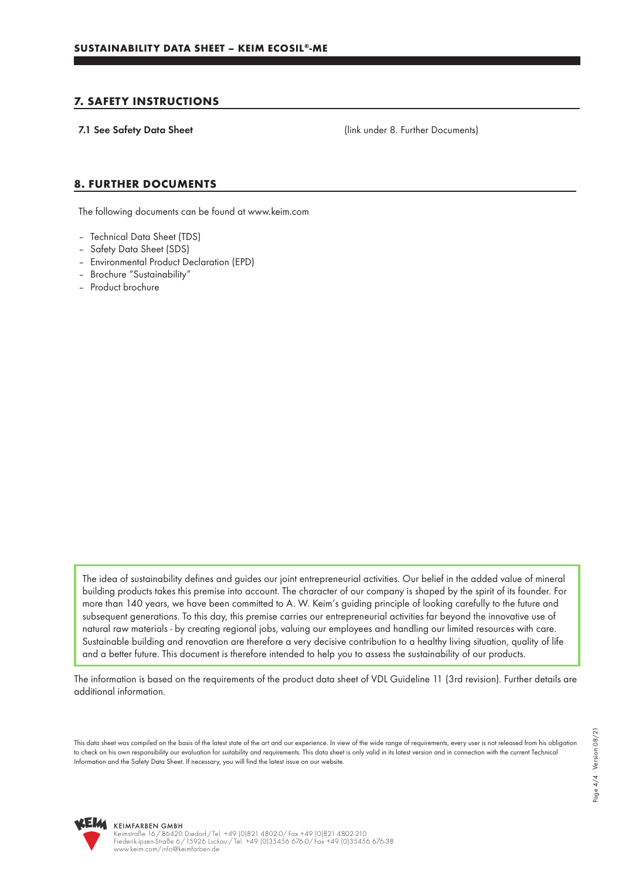## 7. SAFETY INSTRUCTIONS

**7.1 See Safety Data Sheet** (link under 8. Further Documents)

## 8. FURTHER DOCUMENTS

The following documents can be found at www.keim.com

- Technical Data Sheet (TDS)
- Safety Data Sheet (SDS)
- Environmental Product Declaration (EPD)
- Brochure "Sustainability"
- Product brochure

The idea of sustainability defines and guides our joint entrepreneurial activities. Our belief in the added value of mineral building products takes this premise into account. The character of our company is shaped by the spirit of its founder. For more than 140 years, we have been committed to A. W. Keim's guiding principle of looking carefully to the future and subsequent generations. To this day, this premise carries our entrepreneurial activities far beyond the innovative use of natural raw materials - by creating regional jobs, valuing our employees and handling our limited resources with care. Sustainable building and renovation are therefore a very decisive contribution to a healthy living situation, quality of life and a better future. This document is therefore intended to help you to assess the sustainability of our products.

The information is based on the requirements of the product data sheet of VDL Guideline 11 (3rd revision). Further details are additional information.

This data sheet was compiled on the basis of the latest state of the art and our experience. In view of the wide range of requirements, every user is not released from his obligation to check on his own responsibility our evaluation for suitability and requirements. This data sheet is only valid in its latest version and in connection with the current Technical Information and the Safety Data Sheet. If necessary, you will find the latest issue on our website.

KEIMFARBEN GMBH
Keimstraße 16 / 86420 Diedorf / Tel. +49 (0)821 4802-0 / Fax +49 (0)821 4802-210
Frederik-Ipsen-Straße 6 / 15926 Luckau / Tel. +49 (0)35456 676-0 / Fax +49 (0)35456 676-38
www.keim.com / info@keimfarben.de